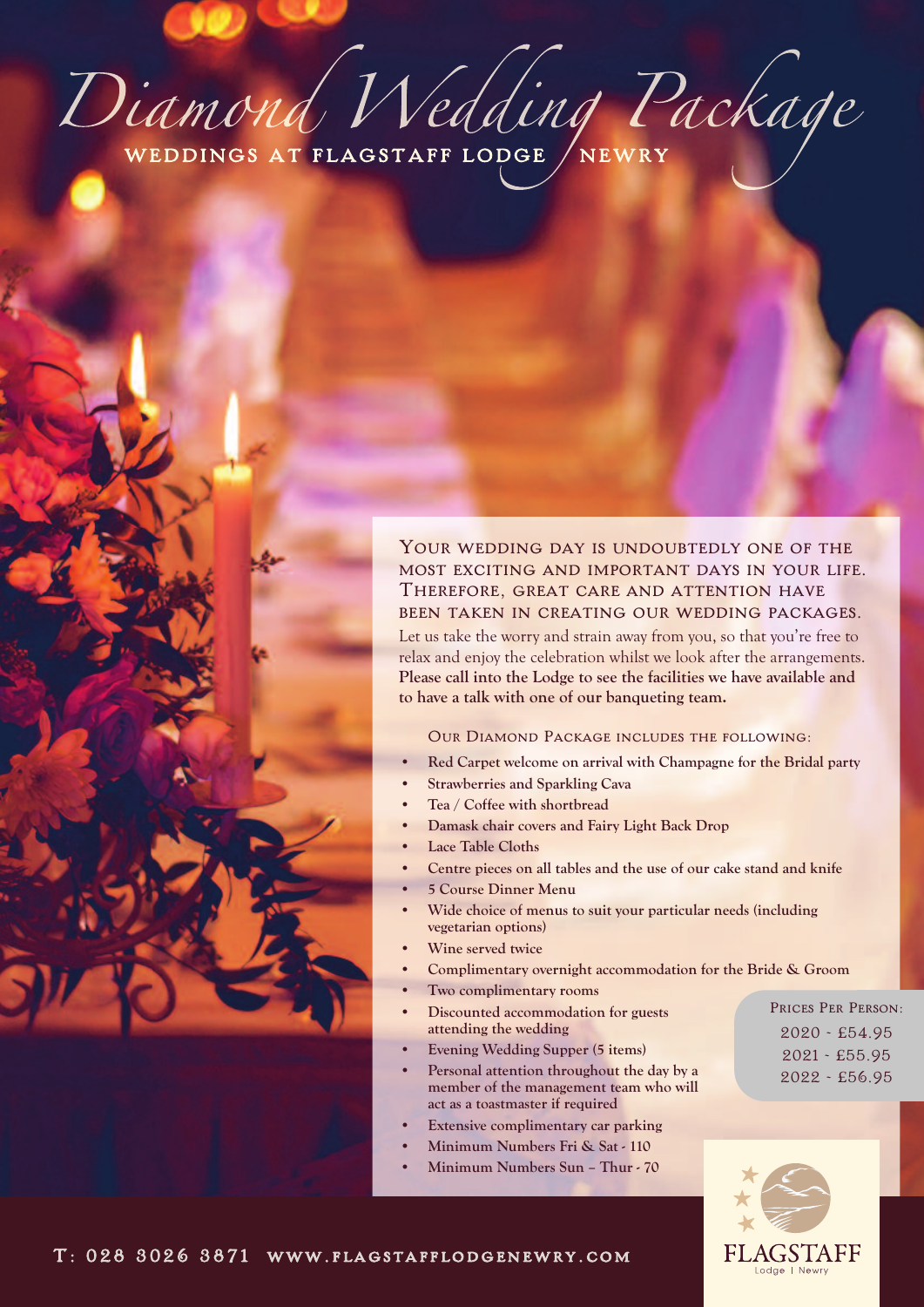# Diamond Wedding Package

## WEDDINGS AT FLAGSTAFF LODGE / NEWRY

YOUR WEDDING DAY IS UNDOUBTEDLY ONE OF THE MOST EXCITING AND IMPORTANT DAYS IN YOUR LIFE. THEREFORE, GREAT CARE AND ATTENTION HAVE BEEN TAKEN IN CREATING OUR WEDDING PACKAGES.

Let us take the worry and strain away from you, so that you're free to relax and enjoy the celebration whilst we look after the arrangements. **Please call into the Lodge to see the facilities we have available and to have a talk with one of our banqueting team.**

OUR DIAMOND PACKAGE INCLUDES THE FOLLOWING:

- **Red Carpet welcome on arrival with Champagne for the Bridal party**
- **Strawberries and Sparkling Cava**
- **Tea / Coffee with shortbread**
- **Damask chair covers and Fairy Light Back Drop**
- **Lace Table Cloths**
- **Centre pieces on all tables and the use of our cake stand and knife**
- **5 Course Dinner Menu**
- **Wide choice of menus to suit your particular needs (including vegetarian options)**
- **Wine served twice**
- **Complimentary overnight accommodation for the Bride & Groom**
- **Two complimentary rooms**
- **Discounted accommodation for guests attending the wedding**
- **Evening Wedding Supper (5 items)**
- **Personal attention throughout the day by a member of the management team who will act as a toastmaster if required**
- **Extensive complimentary car parking**
- **Minimum Numbers Fri & Sat - 110**
- **Minimum Numbers Sun – Thur - 70**

PRICES PER PERSON:

2020 - £54.95
2021 - £55.95
2022 - £56.95

T: 028 3026 3871 WWW.FLAGSTAFFLODGENEWRY.COM

FLAGSTAFF
Lodge | Newry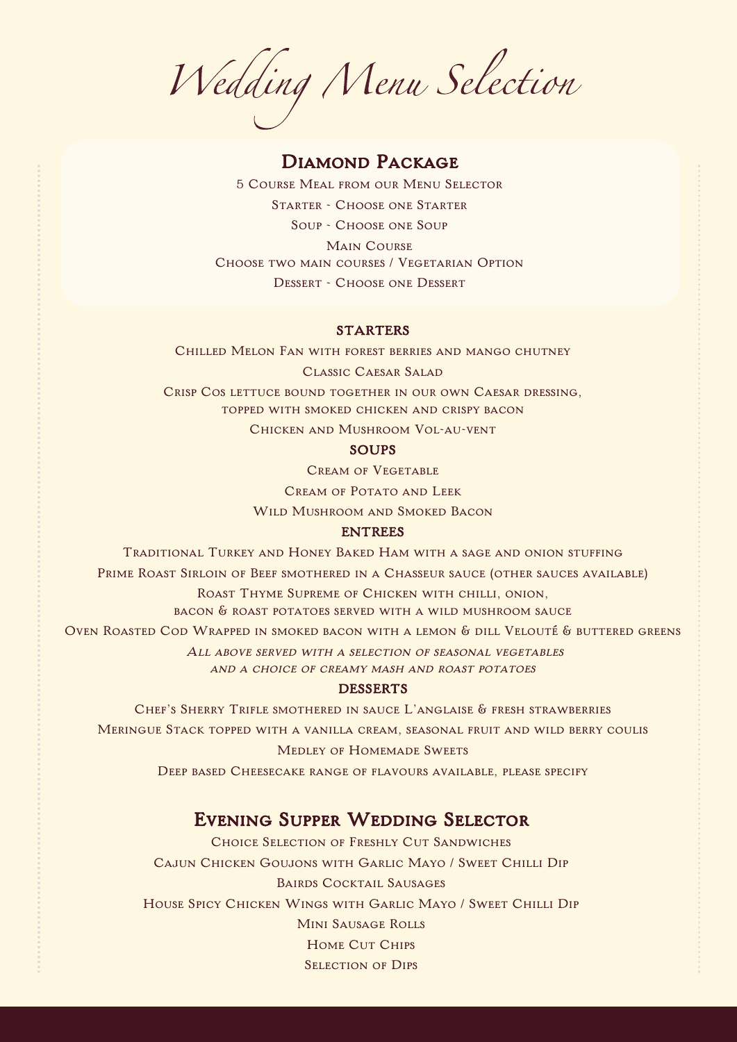# Wedding Menu Selection

## Diamond Package

5 Course Meal from our Menu Selector

Starter - Choose one Starter

Soup - Choose one Soup

Main Course

Choose two main courses / Vegetarian Option

Dessert - Choose one Dessert

### STARTERS

Chilled Melon Fan with forest berries and mango chutney

Classic Caesar Salad

Crisp Cos lettuce bound together in our own Caesar dressing,
topped with smoked chicken and crispy bacon

Chicken and Mushroom Vol-au-vent

### SOUPS

Cream of Vegetable

Cream of Potato and Leek

Wild Mushroom and Smoked Bacon

### ENTREES

Traditional Turkey and Honey Baked Ham with a sage and onion stuffing

Prime Roast Sirloin of Beef smothered in a Chasseur sauce (other sauces available)

Roast Thyme Supreme of Chicken with chilli, onion,
bacon & roast potatoes served with a wild mushroom sauce

Oven Roasted Cod Wrapped in smoked bacon with a lemon & dill Velouté & buttered greens

*All above served with a selection of seasonal vegetables
and a choice of creamy mash and roast potatoes*

### DESSERTS

Chef's Sherry Trifle smothered in sauce L'anglaise & fresh strawberries

Meringue Stack topped with a vanilla cream, seasonal fruit and wild berry coulis

Medley of Homemade Sweets

Deep based Cheesecake range of flavours available, please specify

## Evening Supper Wedding Selector

Choice Selection of Freshly Cut Sandwiches

Cajun Chicken Goujons with Garlic Mayo / Sweet Chilli Dip

Bairds Cocktail Sausages

House Spicy Chicken Wings with Garlic Mayo / Sweet Chilli Dip

Mini Sausage Rolls

Home Cut Chips

Selection of Dips